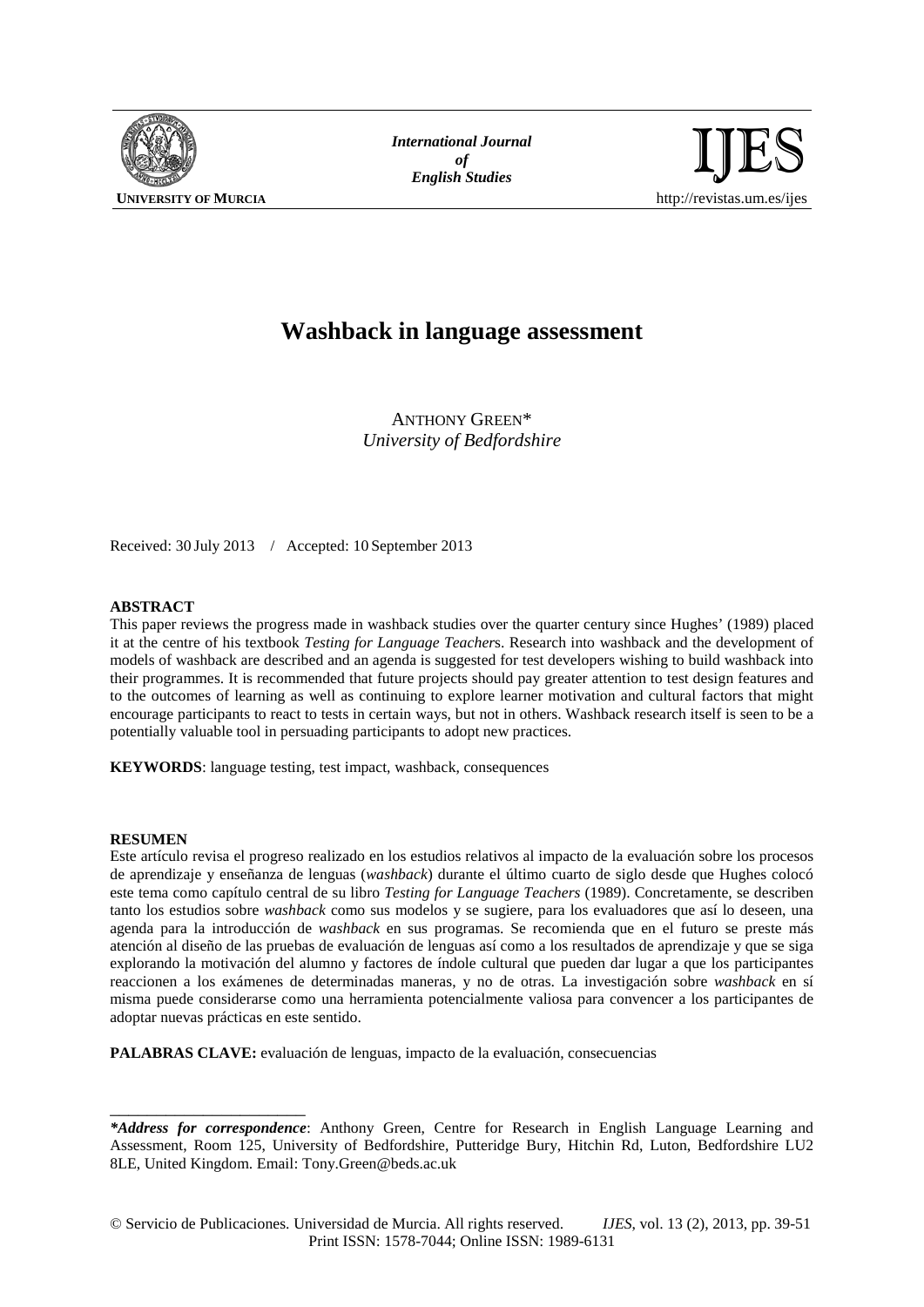# Washback in language assessment

ANTHONY GREEN*
*University of Bedfordshire*

Received: 30 July 2013 / Accepted: 10 September 2013

**ABSTRACT**

This paper reviews the progress made in washback studies over the quarter century since Hughes' (1989) placed it at the centre of his textbook *Testing for Language Teachers*. Research into washback and the development of models of washback are described and an agenda is suggested for test developers wishing to build washback into their programmes. It is recommended that future projects should pay greater attention to test design features and to the outcomes of learning as well as continuing to explore learner motivation and cultural factors that might encourage participants to react to tests in certain ways, but not in others. Washback research itself is seen to be a potentially valuable tool in persuading participants to adopt new practices.

**KEYWORDS**: language testing, test impact, washback, consequences

**RESUMEN**

Este artículo revisa el progreso realizado en los estudios relativos al impacto de la evaluación sobre los procesos de aprendizaje y enseñanza de lenguas (*washback*) durante el último cuarto de siglo desde que Hughes colocó este tema como capítulo central de su libro *Testing for Language Teachers* (1989). Concretamente, se describen tanto los estudios sobre *washback* como sus modelos y se sugiere, para los evaluadores que así lo deseen, una agenda para la introducción de *washback* en sus programas. Se recomienda que en el futuro se preste más atención al diseño de las pruebas de evaluación de lenguas así como a los resultados de aprendizaje y que se siga explorando la motivación del alumno y factores de índole cultural que pueden dar lugar a que los participantes reaccionen a los exámenes de determinadas maneras, y no de otras. La investigación sobre *washback* en sí misma puede considerarse como una herramienta potencialmente valiosa para convencer a los participantes de adoptar nuevas prácticas en este sentido.

**PALABRAS CLAVE:** evaluación de lenguas, impacto de la evaluación, consecuencias

---

***Address for correspondence***: Anthony Green, Centre for Research in English Language Learning and Assessment, Room 125, University of Bedfordshire, Putteridge Bury, Hitchin Rd, Luton, Bedfordshire LU2 8LE, United Kingdom. Email: Tony.Green@beds.ac.uk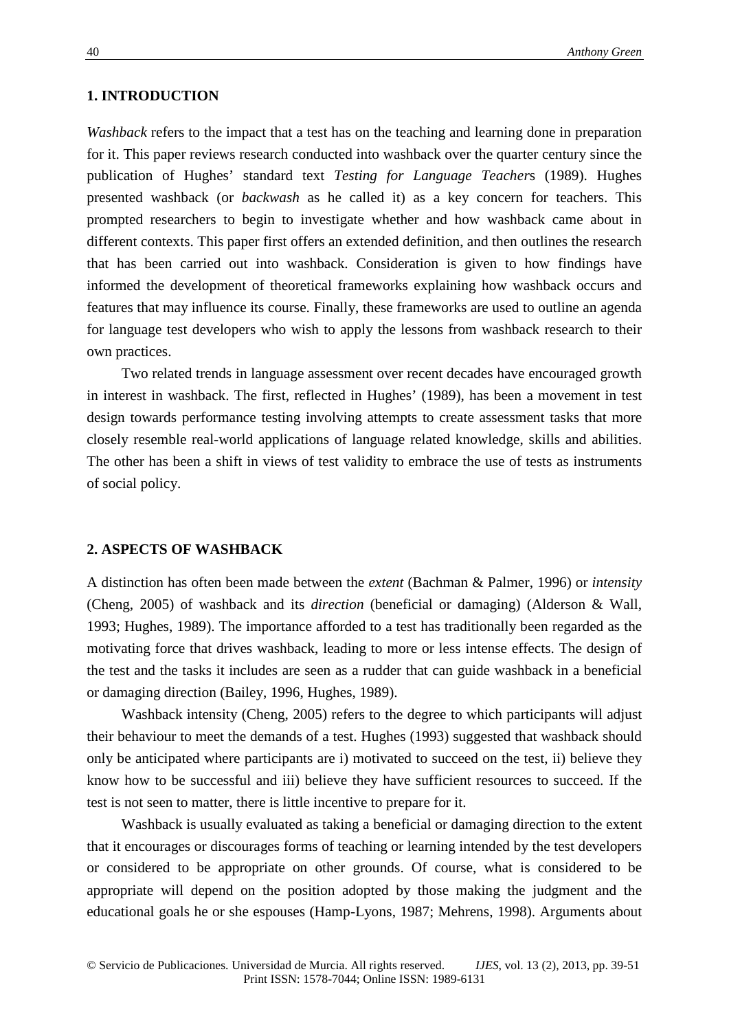## 1. INTRODUCTION

*Washback* refers to the impact that a test has on the teaching and learning done in preparation for it. This paper reviews research conducted into washback over the quarter century since the publication of Hughes' standard text *Testing for Language Teachers* (1989). Hughes presented washback (or *backwash* as he called it) as a key concern for teachers. This prompted researchers to begin to investigate whether and how washback came about in different contexts. This paper first offers an extended definition, and then outlines the research that has been carried out into washback. Consideration is given to how findings have informed the development of theoretical frameworks explaining how washback occurs and features that may influence its course. Finally, these frameworks are used to outline an agenda for language test developers who wish to apply the lessons from washback research to their own practices.

Two related trends in language assessment over recent decades have encouraged growth in interest in washback. The first, reflected in Hughes' (1989), has been a movement in test design towards performance testing involving attempts to create assessment tasks that more closely resemble real-world applications of language related knowledge, skills and abilities. The other has been a shift in views of test validity to embrace the use of tests as instruments of social policy.

## 2. ASPECTS OF WASHBACK

A distinction has often been made between the *extent* (Bachman & Palmer, 1996) or *intensity* (Cheng, 2005) of washback and its *direction* (beneficial or damaging) (Alderson & Wall, 1993; Hughes, 1989). The importance afforded to a test has traditionally been regarded as the motivating force that drives washback, leading to more or less intense effects. The design of the test and the tasks it includes are seen as a rudder that can guide washback in a beneficial or damaging direction (Bailey, 1996, Hughes, 1989).

Washback intensity (Cheng, 2005) refers to the degree to which participants will adjust their behaviour to meet the demands of a test. Hughes (1993) suggested that washback should only be anticipated where participants are i) motivated to succeed on the test, ii) believe they know how to be successful and iii) believe they have sufficient resources to succeed. If the test is not seen to matter, there is little incentive to prepare for it.

Washback is usually evaluated as taking a beneficial or damaging direction to the extent that it encourages or discourages forms of teaching or learning intended by the test developers or considered to be appropriate on other grounds. Of course, what is considered to be appropriate will depend on the position adopted by those making the judgment and the educational goals he or she espouses (Hamp-Lyons, 1987; Mehrens, 1998). Arguments about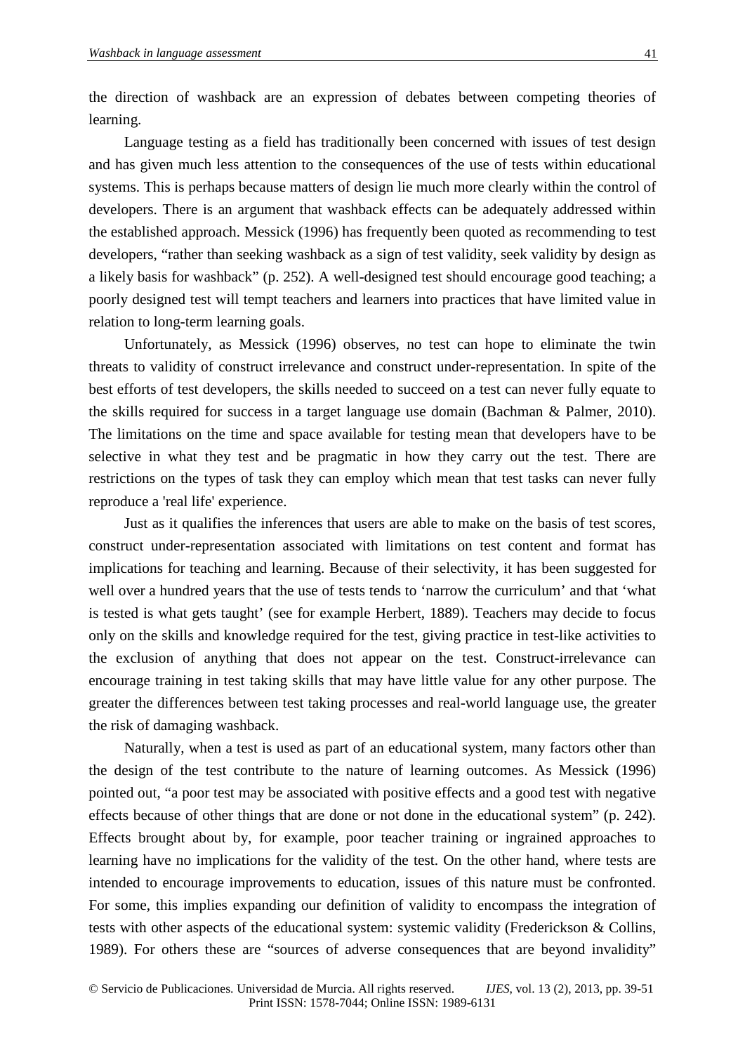the direction of washback are an expression of debates between competing theories of learning.

Language testing as a field has traditionally been concerned with issues of test design and has given much less attention to the consequences of the use of tests within educational systems. This is perhaps because matters of design lie much more clearly within the control of developers. There is an argument that washback effects can be adequately addressed within the established approach. Messick (1996) has frequently been quoted as recommending to test developers, "rather than seeking washback as a sign of test validity, seek validity by design as a likely basis for washback" (p. 252). A well-designed test should encourage good teaching; a poorly designed test will tempt teachers and learners into practices that have limited value in relation to long-term learning goals.

Unfortunately, as Messick (1996) observes, no test can hope to eliminate the twin threats to validity of construct irrelevance and construct under-representation. In spite of the best efforts of test developers, the skills needed to succeed on a test can never fully equate to the skills required for success in a target language use domain (Bachman & Palmer, 2010). The limitations on the time and space available for testing mean that developers have to be selective in what they test and be pragmatic in how they carry out the test. There are restrictions on the types of task they can employ which mean that test tasks can never fully reproduce a 'real life' experience.

Just as it qualifies the inferences that users are able to make on the basis of test scores, construct under-representation associated with limitations on test content and format has implications for teaching and learning. Because of their selectivity, it has been suggested for well over a hundred years that the use of tests tends to 'narrow the curriculum' and that 'what is tested is what gets taught' (see for example Herbert, 1889). Teachers may decide to focus only on the skills and knowledge required for the test, giving practice in test-like activities to the exclusion of anything that does not appear on the test. Construct-irrelevance can encourage training in test taking skills that may have little value for any other purpose. The greater the differences between test taking processes and real-world language use, the greater the risk of damaging washback.

Naturally, when a test is used as part of an educational system, many factors other than the design of the test contribute to the nature of learning outcomes. As Messick (1996) pointed out, "a poor test may be associated with positive effects and a good test with negative effects because of other things that are done or not done in the educational system" (p. 242). Effects brought about by, for example, poor teacher training or ingrained approaches to learning have no implications for the validity of the test. On the other hand, where tests are intended to encourage improvements to education, issues of this nature must be confronted. For some, this implies expanding our definition of validity to encompass the integration of tests with other aspects of the educational system: systemic validity (Frederickson & Collins, 1989). For others these are "sources of adverse consequences that are beyond invalidity"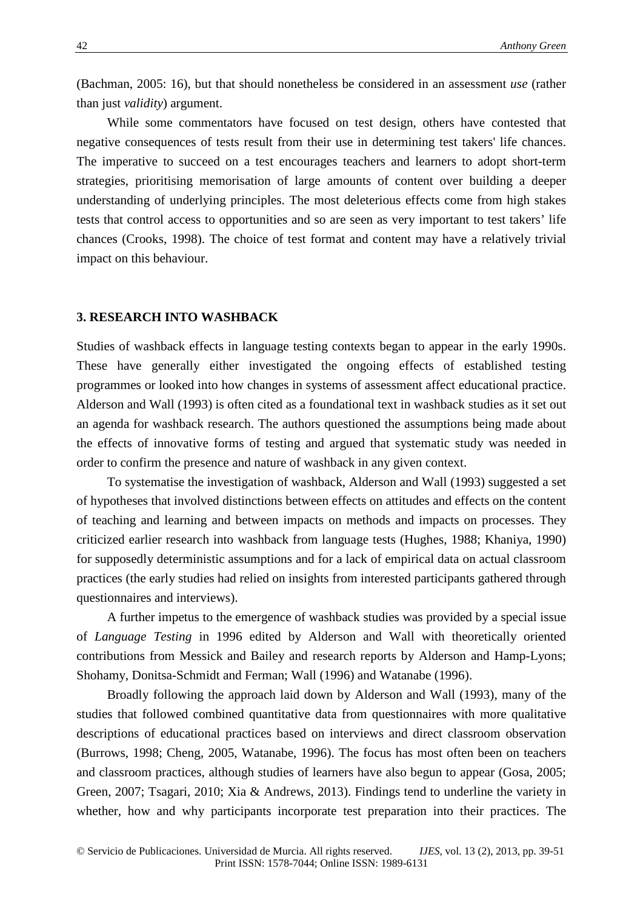(Bachman, 2005: 16), but that should nonetheless be considered in an assessment *use* (rather than just *validity*) argument.

While some commentators have focused on test design, others have contested that negative consequences of tests result from their use in determining test takers' life chances. The imperative to succeed on a test encourages teachers and learners to adopt short-term strategies, prioritising memorisation of large amounts of content over building a deeper understanding of underlying principles. The most deleterious effects come from high stakes tests that control access to opportunities and so are seen as very important to test takers' life chances (Crooks, 1998). The choice of test format and content may have a relatively trivial impact on this behaviour.

## 3. RESEARCH INTO WASHBACK

Studies of washback effects in language testing contexts began to appear in the early 1990s. These have generally either investigated the ongoing effects of established testing programmes or looked into how changes in systems of assessment affect educational practice. Alderson and Wall (1993) is often cited as a foundational text in washback studies as it set out an agenda for washback research. The authors questioned the assumptions being made about the effects of innovative forms of testing and argued that systematic study was needed in order to confirm the presence and nature of washback in any given context.

To systematise the investigation of washback, Alderson and Wall (1993) suggested a set of hypotheses that involved distinctions between effects on attitudes and effects on the content of teaching and learning and between impacts on methods and impacts on processes. They criticized earlier research into washback from language tests (Hughes, 1988; Khaniya, 1990) for supposedly deterministic assumptions and for a lack of empirical data on actual classroom practices (the early studies had relied on insights from interested participants gathered through questionnaires and interviews).

A further impetus to the emergence of washback studies was provided by a special issue of *Language Testing* in 1996 edited by Alderson and Wall with theoretically oriented contributions from Messick and Bailey and research reports by Alderson and Hamp-Lyons; Shohamy, Donitsa-Schmidt and Ferman; Wall (1996) and Watanabe (1996).

Broadly following the approach laid down by Alderson and Wall (1993), many of the studies that followed combined quantitative data from questionnaires with more qualitative descriptions of educational practices based on interviews and direct classroom observation (Burrows, 1998; Cheng, 2005, Watanabe, 1996). The focus has most often been on teachers and classroom practices, although studies of learners have also begun to appear (Gosa, 2005; Green, 2007; Tsagari, 2010; Xia & Andrews, 2013). Findings tend to underline the variety in whether, how and why participants incorporate test preparation into their practices. The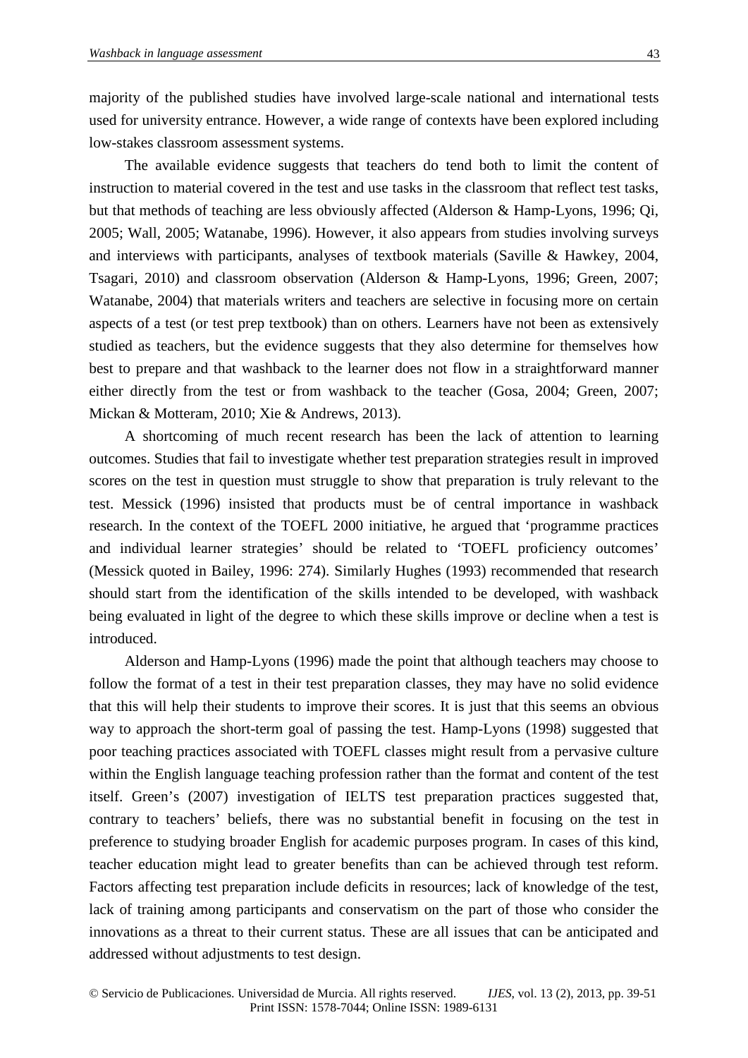majority of the published studies have involved large-scale national and international tests used for university entrance. However, a wide range of contexts have been explored including low-stakes classroom assessment systems.

The available evidence suggests that teachers do tend both to limit the content of instruction to material covered in the test and use tasks in the classroom that reflect test tasks, but that methods of teaching are less obviously affected (Alderson & Hamp-Lyons, 1996; Qi, 2005; Wall, 2005; Watanabe, 1996). However, it also appears from studies involving surveys and interviews with participants, analyses of textbook materials (Saville & Hawkey, 2004, Tsagari, 2010) and classroom observation (Alderson & Hamp-Lyons, 1996; Green, 2007; Watanabe, 2004) that materials writers and teachers are selective in focusing more on certain aspects of a test (or test prep textbook) than on others. Learners have not been as extensively studied as teachers, but the evidence suggests that they also determine for themselves how best to prepare and that washback to the learner does not flow in a straightforward manner either directly from the test or from washback to the teacher (Gosa, 2004; Green, 2007; Mickan & Motteram, 2010; Xie & Andrews, 2013).

A shortcoming of much recent research has been the lack of attention to learning outcomes. Studies that fail to investigate whether test preparation strategies result in improved scores on the test in question must struggle to show that preparation is truly relevant to the test. Messick (1996) insisted that products must be of central importance in washback research. In the context of the TOEFL 2000 initiative, he argued that 'programme practices and individual learner strategies' should be related to 'TOEFL proficiency outcomes' (Messick quoted in Bailey, 1996: 274). Similarly Hughes (1993) recommended that research should start from the identification of the skills intended to be developed, with washback being evaluated in light of the degree to which these skills improve or decline when a test is introduced.

Alderson and Hamp-Lyons (1996) made the point that although teachers may choose to follow the format of a test in their test preparation classes, they may have no solid evidence that this will help their students to improve their scores. It is just that this seems an obvious way to approach the short-term goal of passing the test. Hamp-Lyons (1998) suggested that poor teaching practices associated with TOEFL classes might result from a pervasive culture within the English language teaching profession rather than the format and content of the test itself. Green's (2007) investigation of IELTS test preparation practices suggested that, contrary to teachers' beliefs, there was no substantial benefit in focusing on the test in preference to studying broader English for academic purposes program. In cases of this kind, teacher education might lead to greater benefits than can be achieved through test reform. Factors affecting test preparation include deficits in resources; lack of knowledge of the test, lack of training among participants and conservatism on the part of those who consider the innovations as a threat to their current status. These are all issues that can be anticipated and addressed without adjustments to test design.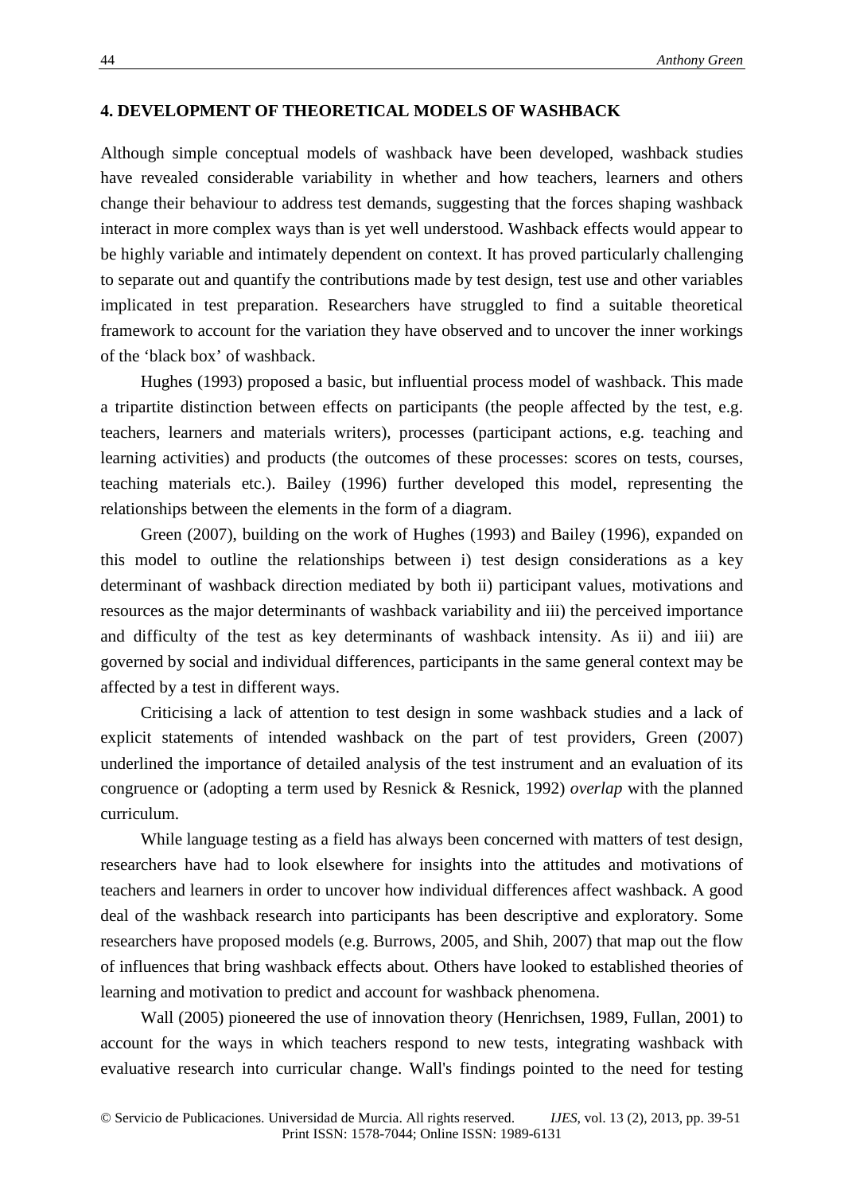## 4. DEVELOPMENT OF THEORETICAL MODELS OF WASHBACK

Although simple conceptual models of washback have been developed, washback studies have revealed considerable variability in whether and how teachers, learners and others change their behaviour to address test demands, suggesting that the forces shaping washback interact in more complex ways than is yet well understood. Washback effects would appear to be highly variable and intimately dependent on context. It has proved particularly challenging to separate out and quantify the contributions made by test design, test use and other variables implicated in test preparation. Researchers have struggled to find a suitable theoretical framework to account for the variation they have observed and to uncover the inner workings of the 'black box' of washback.

Hughes (1993) proposed a basic, but influential process model of washback. This made a tripartite distinction between effects on participants (the people affected by the test, e.g. teachers, learners and materials writers), processes (participant actions, e.g. teaching and learning activities) and products (the outcomes of these processes: scores on tests, courses, teaching materials etc.). Bailey (1996) further developed this model, representing the relationships between the elements in the form of a diagram.

Green (2007), building on the work of Hughes (1993) and Bailey (1996), expanded on this model to outline the relationships between i) test design considerations as a key determinant of washback direction mediated by both ii) participant values, motivations and resources as the major determinants of washback variability and iii) the perceived importance and difficulty of the test as key determinants of washback intensity. As ii) and iii) are governed by social and individual differences, participants in the same general context may be affected by a test in different ways.

Criticising a lack of attention to test design in some washback studies and a lack of explicit statements of intended washback on the part of test providers, Green (2007) underlined the importance of detailed analysis of the test instrument and an evaluation of its congruence or (adopting a term used by Resnick & Resnick, 1992) *overlap* with the planned curriculum.

While language testing as a field has always been concerned with matters of test design, researchers have had to look elsewhere for insights into the attitudes and motivations of teachers and learners in order to uncover how individual differences affect washback. A good deal of the washback research into participants has been descriptive and exploratory. Some researchers have proposed models (e.g. Burrows, 2005, and Shih, 2007) that map out the flow of influences that bring washback effects about. Others have looked to established theories of learning and motivation to predict and account for washback phenomena.

Wall (2005) pioneered the use of innovation theory (Henrichsen, 1989, Fullan, 2001) to account for the ways in which teachers respond to new tests, integrating washback with evaluative research into curricular change. Wall's findings pointed to the need for testing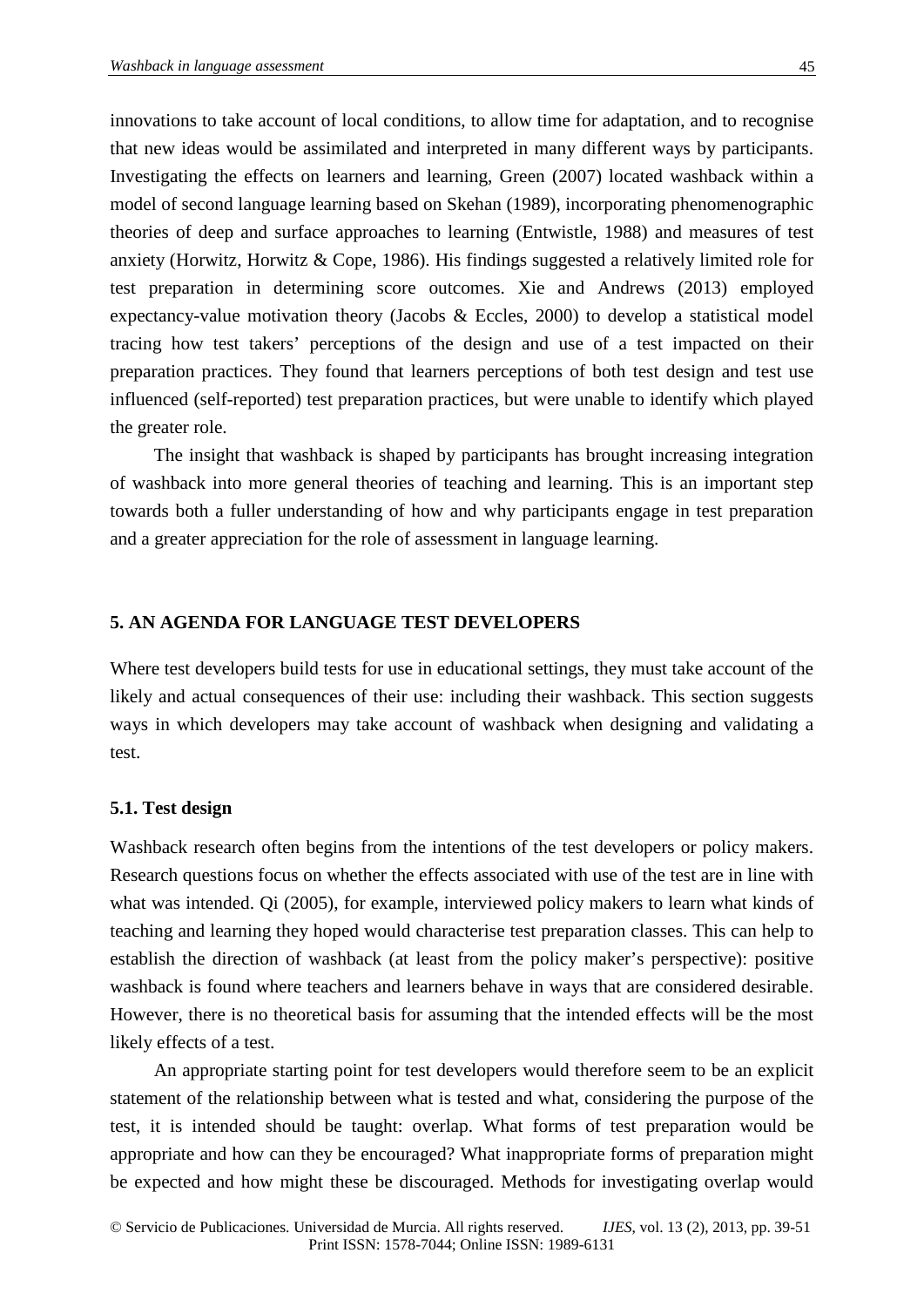innovations to take account of local conditions, to allow time for adaptation, and to recognise that new ideas would be assimilated and interpreted in many different ways by participants. Investigating the effects on learners and learning, Green (2007) located washback within a model of second language learning based on Skehan (1989), incorporating phenomenographic theories of deep and surface approaches to learning (Entwistle, 1988) and measures of test anxiety (Horwitz, Horwitz & Cope, 1986). His findings suggested a relatively limited role for test preparation in determining score outcomes. Xie and Andrews (2013) employed expectancy-value motivation theory (Jacobs & Eccles, 2000) to develop a statistical model tracing how test takers' perceptions of the design and use of a test impacted on their preparation practices. They found that learners perceptions of both test design and test use influenced (self-reported) test preparation practices, but were unable to identify which played the greater role.

The insight that washback is shaped by participants has brought increasing integration of washback into more general theories of teaching and learning. This is an important step towards both a fuller understanding of how and why participants engage in test preparation and a greater appreciation for the role of assessment in language learning.

## 5. AN AGENDA FOR LANGUAGE TEST DEVELOPERS

Where test developers build tests for use in educational settings, they must take account of the likely and actual consequences of their use: including their washback. This section suggests ways in which developers may take account of washback when designing and validating a test.

### 5.1. Test design

Washback research often begins from the intentions of the test developers or policy makers. Research questions focus on whether the effects associated with use of the test are in line with what was intended. Qi (2005), for example, interviewed policy makers to learn what kinds of teaching and learning they hoped would characterise test preparation classes. This can help to establish the direction of washback (at least from the policy maker's perspective): positive washback is found where teachers and learners behave in ways that are considered desirable. However, there is no theoretical basis for assuming that the intended effects will be the most likely effects of a test.

An appropriate starting point for test developers would therefore seem to be an explicit statement of the relationship between what is tested and what, considering the purpose of the test, it is intended should be taught: overlap. What forms of test preparation would be appropriate and how can they be encouraged? What inappropriate forms of preparation might be expected and how might these be discouraged. Methods for investigating overlap would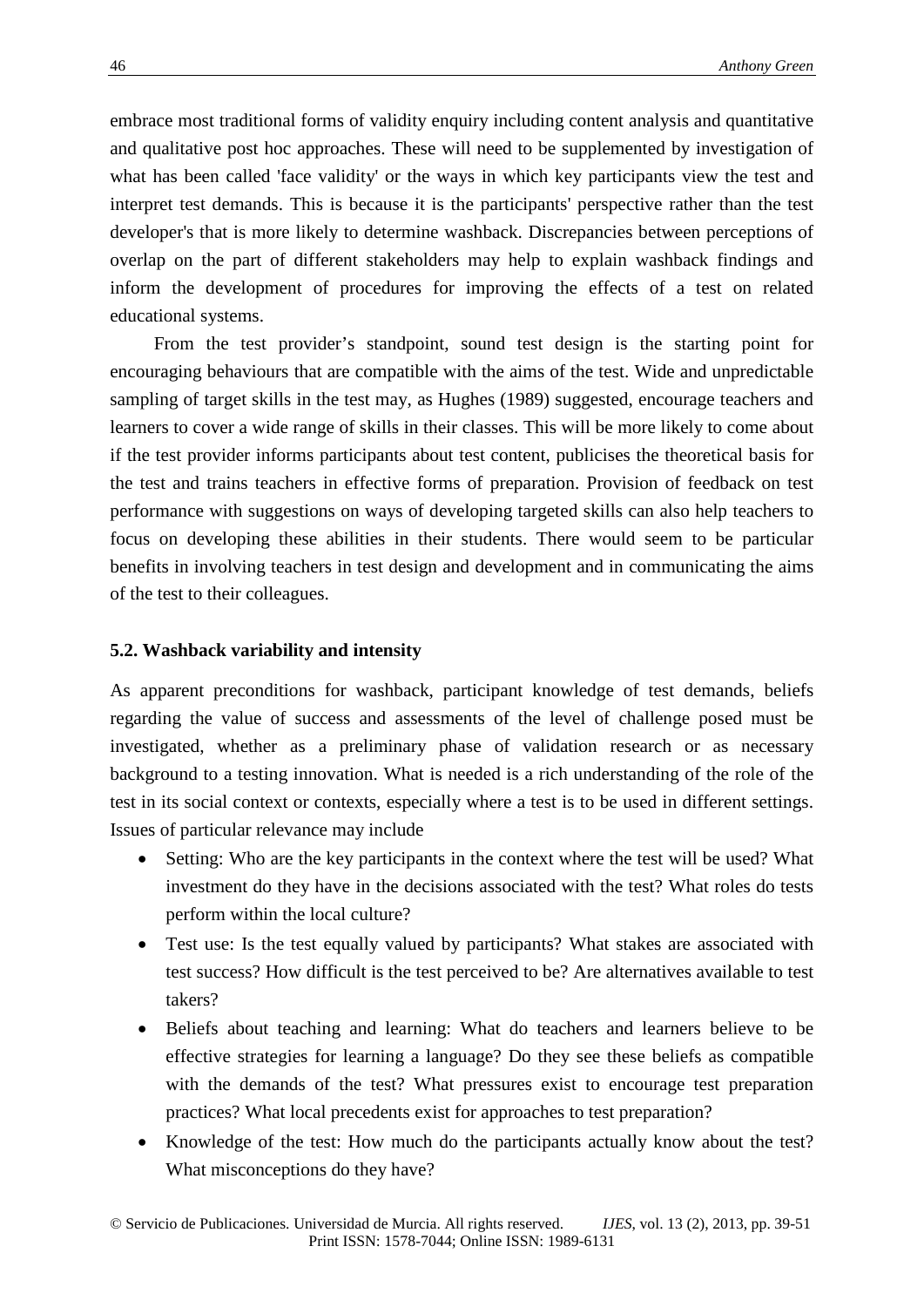embrace most traditional forms of validity enquiry including content analysis and quantitative and qualitative post hoc approaches. These will need to be supplemented by investigation of what has been called 'face validity' or the ways in which key participants view the test and interpret test demands. This is because it is the participants' perspective rather than the test developer's that is more likely to determine washback. Discrepancies between perceptions of overlap on the part of different stakeholders may help to explain washback findings and inform the development of procedures for improving the effects of a test on related educational systems.

From the test provider’s standpoint, sound test design is the starting point for encouraging behaviours that are compatible with the aims of the test. Wide and unpredictable sampling of target skills in the test may, as Hughes (1989) suggested, encourage teachers and learners to cover a wide range of skills in their classes. This will be more likely to come about if the test provider informs participants about test content, publicises the theoretical basis for the test and trains teachers in effective forms of preparation. Provision of feedback on test performance with suggestions on ways of developing targeted skills can also help teachers to focus on developing these abilities in their students. There would seem to be particular benefits in involving teachers in test design and development and in communicating the aims of the test to their colleagues.

### 5.2. Washback variability and intensity

As apparent preconditions for washback, participant knowledge of test demands, beliefs regarding the value of success and assessments of the level of challenge posed must be investigated, whether as a preliminary phase of validation research or as necessary background to a testing innovation. What is needed is a rich understanding of the role of the test in its social context or contexts, especially where a test is to be used in different settings. Issues of particular relevance may include

- Setting: Who are the key participants in the context where the test will be used? What investment do they have in the decisions associated with the test? What roles do tests perform within the local culture?
- Test use: Is the test equally valued by participants? What stakes are associated with test success? How difficult is the test perceived to be? Are alternatives available to test takers?
- Beliefs about teaching and learning: What do teachers and learners believe to be effective strategies for learning a language? Do they see these beliefs as compatible with the demands of the test? What pressures exist to encourage test preparation practices? What local precedents exist for approaches to test preparation?
- Knowledge of the test: How much do the participants actually know about the test? What misconceptions do they have?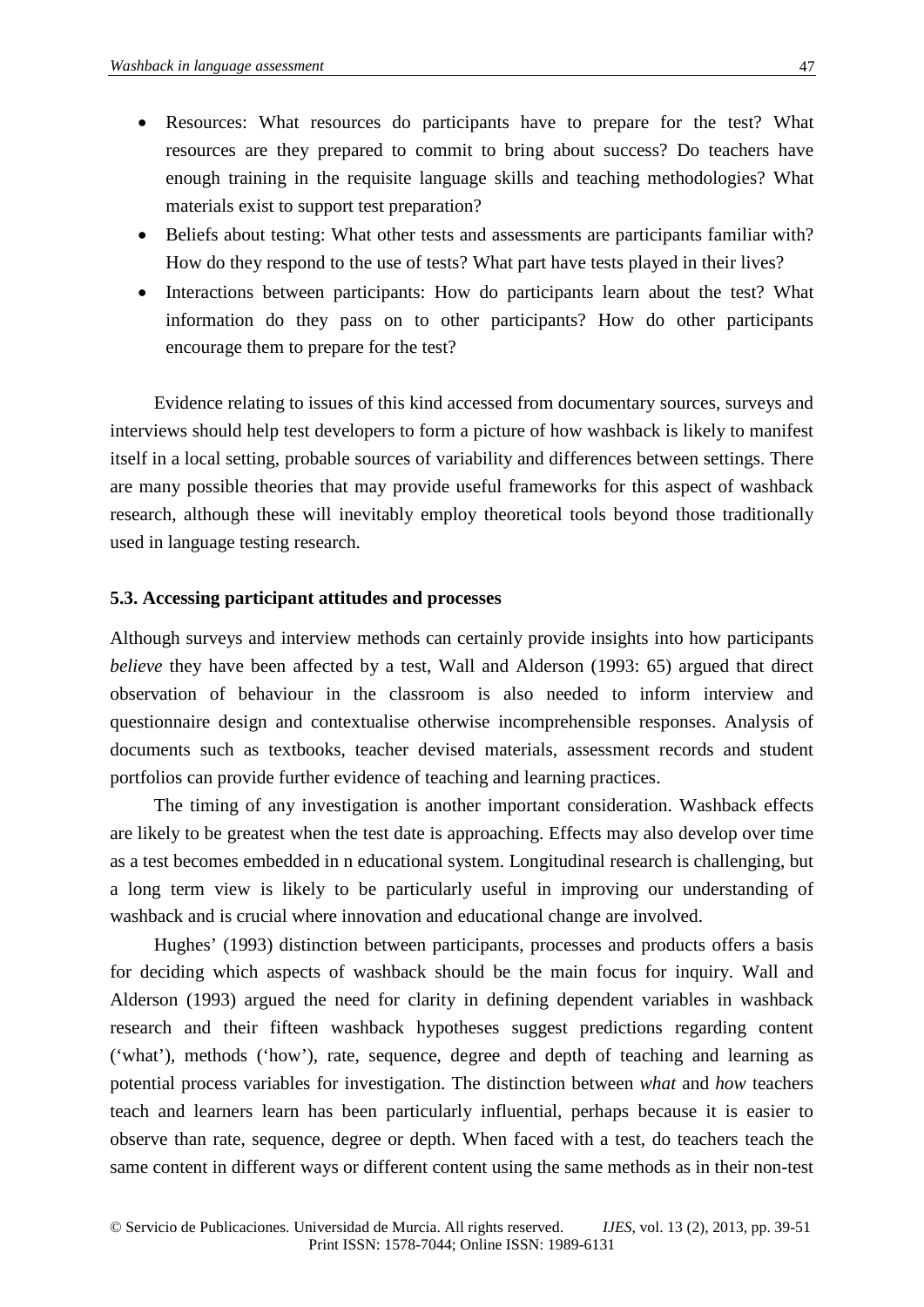- Resources: What resources do participants have to prepare for the test? What resources are they prepared to commit to bring about success? Do teachers have enough training in the requisite language skills and teaching methodologies? What materials exist to support test preparation?
- Beliefs about testing: What other tests and assessments are participants familiar with? How do they respond to the use of tests? What part have tests played in their lives?
- Interactions between participants: How do participants learn about the test? What information do they pass on to other participants? How do other participants encourage them to prepare for the test?

Evidence relating to issues of this kind accessed from documentary sources, surveys and interviews should help test developers to form a picture of how washback is likely to manifest itself in a local setting, probable sources of variability and differences between settings. There are many possible theories that may provide useful frameworks for this aspect of washback research, although these will inevitably employ theoretical tools beyond those traditionally used in language testing research.

### 5.3. Accessing participant attitudes and processes

Although surveys and interview methods can certainly provide insights into how participants *believe* they have been affected by a test, Wall and Alderson (1993: 65) argued that direct observation of behaviour in the classroom is also needed to inform interview and questionnaire design and contextualise otherwise incomprehensible responses. Analysis of documents such as textbooks, teacher devised materials, assessment records and student portfolios can provide further evidence of teaching and learning practices.

The timing of any investigation is another important consideration. Washback effects are likely to be greatest when the test date is approaching. Effects may also develop over time as a test becomes embedded in n educational system. Longitudinal research is challenging, but a long term view is likely to be particularly useful in improving our understanding of washback and is crucial where innovation and educational change are involved.

Hughes' (1993) distinction between participants, processes and products offers a basis for deciding which aspects of washback should be the main focus for inquiry. Wall and Alderson (1993) argued the need for clarity in defining dependent variables in washback research and their fifteen washback hypotheses suggest predictions regarding content ('what'), methods ('how'), rate, sequence, degree and depth of teaching and learning as potential process variables for investigation. The distinction between *what* and *how* teachers teach and learners learn has been particularly influential, perhaps because it is easier to observe than rate, sequence, degree or depth. When faced with a test, do teachers teach the same content in different ways or different content using the same methods as in their non-test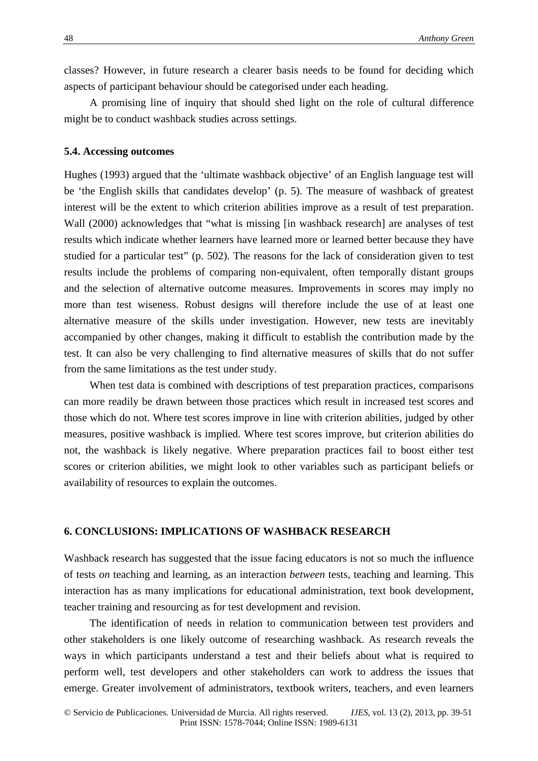classes? However, in future research a clearer basis needs to be found for deciding which aspects of participant behaviour should be categorised under each heading.

A promising line of inquiry that should shed light on the role of cultural difference might be to conduct washback studies across settings.

### 5.4. Accessing outcomes

Hughes (1993) argued that the 'ultimate washback objective' of an English language test will be 'the English skills that candidates develop' (p. 5). The measure of washback of greatest interest will be the extent to which criterion abilities improve as a result of test preparation. Wall (2000) acknowledges that "what is missing [in washback research] are analyses of test results which indicate whether learners have learned more or learned better because they have studied for a particular test" (p. 502). The reasons for the lack of consideration given to test results include the problems of comparing non-equivalent, often temporally distant groups and the selection of alternative outcome measures. Improvements in scores may imply no more than test wiseness. Robust designs will therefore include the use of at least one alternative measure of the skills under investigation. However, new tests are inevitably accompanied by other changes, making it difficult to establish the contribution made by the test. It can also be very challenging to find alternative measures of skills that do not suffer from the same limitations as the test under study.

When test data is combined with descriptions of test preparation practices, comparisons can more readily be drawn between those practices which result in increased test scores and those which do not. Where test scores improve in line with criterion abilities, judged by other measures, positive washback is implied. Where test scores improve, but criterion abilities do not, the washback is likely negative. Where preparation practices fail to boost either test scores or criterion abilities, we might look to other variables such as participant beliefs or availability of resources to explain the outcomes.

## 6. CONCLUSIONS: IMPLICATIONS OF WASHBACK RESEARCH

Washback research has suggested that the issue facing educators is not so much the influence of tests *on* teaching and learning, as an interaction *between* tests, teaching and learning. This interaction has as many implications for educational administration, text book development, teacher training and resourcing as for test development and revision.

The identification of needs in relation to communication between test providers and other stakeholders is one likely outcome of researching washback. As research reveals the ways in which participants understand a test and their beliefs about what is required to perform well, test developers and other stakeholders can work to address the issues that emerge. Greater involvement of administrators, textbook writers, teachers, and even learners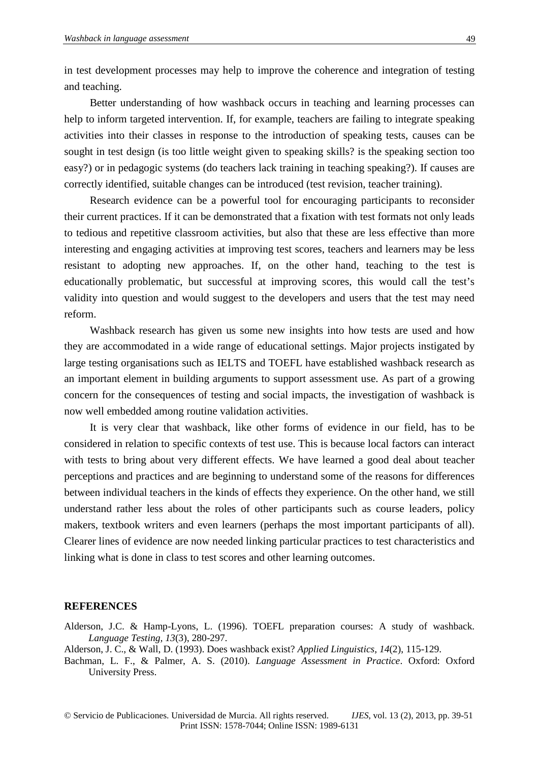in test development processes may help to improve the coherence and integration of testing and teaching.

Better understanding of how washback occurs in teaching and learning processes can help to inform targeted intervention. If, for example, teachers are failing to integrate speaking activities into their classes in response to the introduction of speaking tests, causes can be sought in test design (is too little weight given to speaking skills? is the speaking section too easy?) or in pedagogic systems (do teachers lack training in teaching speaking?). If causes are correctly identified, suitable changes can be introduced (test revision, teacher training).

Research evidence can be a powerful tool for encouraging participants to reconsider their current practices. If it can be demonstrated that a fixation with test formats not only leads to tedious and repetitive classroom activities, but also that these are less effective than more interesting and engaging activities at improving test scores, teachers and learners may be less resistant to adopting new approaches. If, on the other hand, teaching to the test is educationally problematic, but successful at improving scores, this would call the test's validity into question and would suggest to the developers and users that the test may need reform.

Washback research has given us some new insights into how tests are used and how they are accommodated in a wide range of educational settings. Major projects instigated by large testing organisations such as IELTS and TOEFL have established washback research as an important element in building arguments to support assessment use. As part of a growing concern for the consequences of testing and social impacts, the investigation of washback is now well embedded among routine validation activities.

It is very clear that washback, like other forms of evidence in our field, has to be considered in relation to specific contexts of test use. This is because local factors can interact with tests to bring about very different effects. We have learned a good deal about teacher perceptions and practices and are beginning to understand some of the reasons for differences between individual teachers in the kinds of effects they experience. On the other hand, we still understand rather less about the roles of other participants such as course leaders, policy makers, textbook writers and even learners (perhaps the most important participants of all). Clearer lines of evidence are now needed linking particular practices to test characteristics and linking what is done in class to test scores and other learning outcomes.

## REFERENCES

Alderson, J.C. & Hamp-Lyons, L. (1996). TOEFL preparation courses: A study of washback. *Language Testing, 13*(3), 280-297.

Alderson, J. C., & Wall, D. (1993). Does washback exist? *Applied Linguistics, 14*(2), 115-129.

Bachman, L. F., & Palmer, A. S. (2010). *Language Assessment in Practice*. Oxford: Oxford University Press.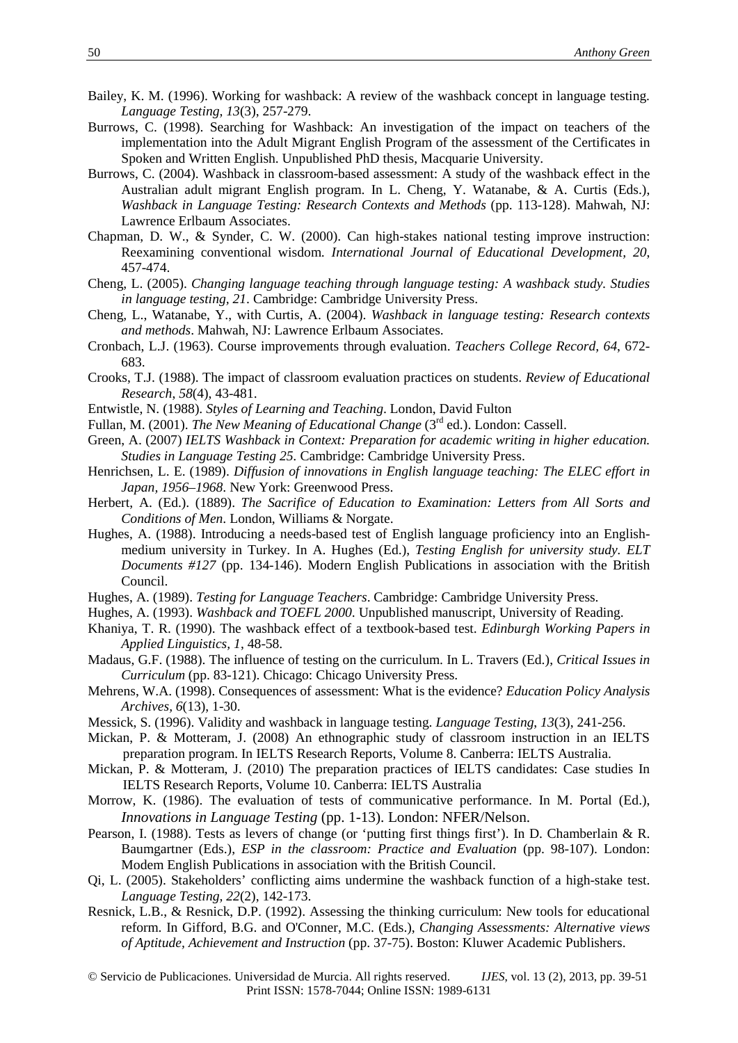Bailey, K. M. (1996). Working for washback: A review of the washback concept in language testing. *Language Testing, 13*(3), 257-279.

Burrows, C. (1998). Searching for Washback: An investigation of the impact on teachers of the implementation into the Adult Migrant English Program of the assessment of the Certificates in Spoken and Written English. Unpublished PhD thesis, Macquarie University.

Burrows, C. (2004). Washback in classroom-based assessment: A study of the washback effect in the Australian adult migrant English program. In L. Cheng, Y. Watanabe, & A. Curtis (Eds.), *Washback in Language Testing: Research Contexts and Methods* (pp. 113-128). Mahwah, NJ: Lawrence Erlbaum Associates.

Chapman, D. W., & Synder, C. W. (2000). Can high-stakes national testing improve instruction: Reexamining conventional wisdom. *International Journal of Educational Development, 20*, 457-474.

Cheng, L. (2005). *Changing language teaching through language testing: A washback study. Studies in language testing, 21*. Cambridge: Cambridge University Press.

Cheng, L., Watanabe, Y., with Curtis, A. (2004). *Washback in language testing: Research contexts and methods*. Mahwah, NJ: Lawrence Erlbaum Associates.

Cronbach, L.J. (1963). Course improvements through evaluation. *Teachers College Record, 64*, 672-683.

Crooks, T.J. (1988). The impact of classroom evaluation practices on students. *Review of Educational Research, 58*(4), 43-481.

Entwistle, N. (1988). *Styles of Learning and Teaching*. London, David Fulton

Fullan, M. (2001). *The New Meaning of Educational Change* (3rd ed.). London: Cassell.

Green, A. (2007) *IELTS Washback in Context: Preparation for academic writing in higher education. Studies in Language Testing 25*. Cambridge: Cambridge University Press.

Henrichsen, L. E. (1989). *Diffusion of innovations in English language teaching: The ELEC effort in Japan, 1956–1968*. New York: Greenwood Press.

Herbert, A. (Ed.). (1889). *The Sacrifice of Education to Examination: Letters from All Sorts and Conditions of Men*. London, Williams & Norgate.

Hughes, A. (1988). Introducing a needs-based test of English language proficiency into an English-medium university in Turkey. In A. Hughes (Ed.), *Testing English for university study. ELT Documents #127* (pp. 134-146). Modern English Publications in association with the British Council.

Hughes, A. (1989). *Testing for Language Teachers*. Cambridge: Cambridge University Press.

Hughes, A. (1993). *Washback and TOEFL 2000*. Unpublished manuscript, University of Reading.

Khaniya, T. R. (1990). The washback effect of a textbook-based test. *Edinburgh Working Papers in Applied Linguistics, 1*, 48-58.

Madaus, G.F. (1988). The influence of testing on the curriculum. In L. Travers (Ed.), *Critical Issues in Curriculum* (pp. 83-121). Chicago: Chicago University Press.

Mehrens, W.A. (1998). Consequences of assessment: What is the evidence? *Education Policy Analysis Archives, 6*(13), 1-30.

Messick, S. (1996). Validity and washback in language testing. *Language Testing, 13*(3), 241-256.

Mickan, P. & Motteram, J. (2008) An ethnographic study of classroom instruction in an IELTS preparation program. In IELTS Research Reports, Volume 8. Canberra: IELTS Australia.

Mickan, P. & Motteram, J. (2010) The preparation practices of IELTS candidates: Case studies In IELTS Research Reports, Volume 10. Canberra: IELTS Australia

Morrow, K. (1986). The evaluation of tests of communicative performance. In M. Portal (Ed.), *Innovations in Language Testing* (pp. 1-13). London: NFER/Nelson.

Pearson, I. (1988). Tests as levers of change (or 'putting first things first'). In D. Chamberlain & R. Baumgartner (Eds.), *ESP in the classroom: Practice and Evaluation* (pp. 98-107). London: Modem English Publications in association with the British Council.

Qi, L. (2005). Stakeholders' conflicting aims undermine the washback function of a high-stake test. *Language Testing, 22*(2), 142-173.

Resnick, L.B., & Resnick, D.P. (1992). Assessing the thinking curriculum: New tools for educational reform. In Gifford, B.G. and O'Conner, M.C. (Eds.), *Changing Assessments: Alternative views of Aptitude, Achievement and Instruction* (pp. 37-75). Boston: Kluwer Academic Publishers.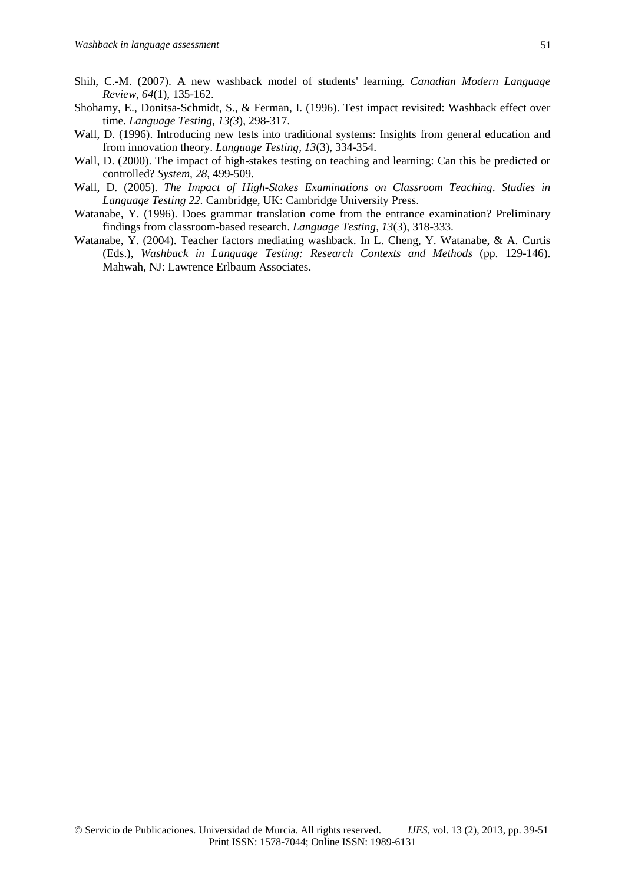Shih, C.-M. (2007). A new washback model of students' learning. *Canadian Modern Language Review, 64*(1), 135-162.

Shohamy, E., Donitsa-Schmidt, S., & Ferman, I. (1996). Test impact revisited: Washback effect over time. *Language Testing, 13(3*), 298-317.

Wall, D. (1996). Introducing new tests into traditional systems: Insights from general education and from innovation theory. *Language Testing, 13*(3), 334-354.

Wall, D. (2000). The impact of high-stakes testing on teaching and learning: Can this be predicted or controlled? *System, 28*, 499-509.

Wall, D. (2005). *The Impact of High-Stakes Examinations on Classroom Teaching*. *Studies in Language Testing 22*. Cambridge, UK: Cambridge University Press.

Watanabe, Y. (1996). Does grammar translation come from the entrance examination? Preliminary findings from classroom-based research. *Language Testing, 13*(3), 318-333.

Watanabe, Y. (2004). Teacher factors mediating washback. In L. Cheng, Y. Watanabe, & A. Curtis (Eds.), *Washback in Language Testing: Research Contexts and Methods* (pp. 129-146). Mahwah, NJ: Lawrence Erlbaum Associates.